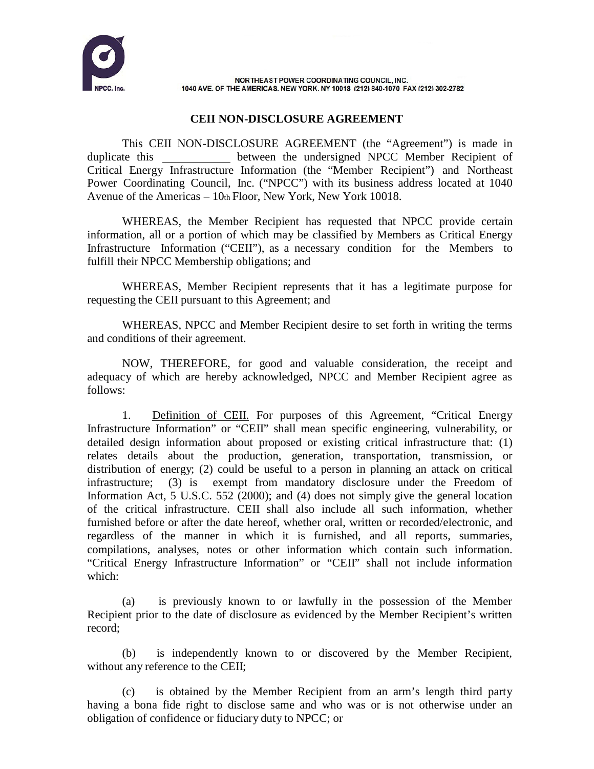NORTHEAST POWER COORDINATING COUNCIL, INC.
1040 AVE. OF THE AMERICAS, NEW YORK, NY 10018 (212) 840-1070 FAX (212) 302-2782

# CEII NON-DISCLOSURE AGREEMENT

This CEII NON-DISCLOSURE AGREEMENT (the "Agreement") is made in duplicate this ____________ between the undersigned NPCC Member Recipient of Critical Energy Infrastructure Information (the "Member Recipient") and Northeast Power Coordinating Council, Inc. ("NPCC") with its business address located at 1040 Avenue of the Americas – 10th Floor, New York, New York 10018.

WHEREAS, the Member Recipient has requested that NPCC provide certain information, all or a portion of which may be classified by Members as Critical Energy Infrastructure Information ("CEII"), as a necessary condition for the Members to fulfill their NPCC Membership obligations; and

WHEREAS, Member Recipient represents that it has a legitimate purpose for requesting the CEII pursuant to this Agreement; and

WHEREAS, NPCC and Member Recipient desire to set forth in writing the terms and conditions of their agreement.

NOW, THEREFORE, for good and valuable consideration, the receipt and adequacy of which are hereby acknowledged, NPCC and Member Recipient agree as follows:

1. Definition of CEII. For purposes of this Agreement, "Critical Energy Infrastructure Information" or "CEII" shall mean specific engineering, vulnerability, or detailed design information about proposed or existing critical infrastructure that: (1) relates details about the production, generation, transportation, transmission, or distribution of energy; (2) could be useful to a person in planning an attack on critical infrastructure; (3) is exempt from mandatory disclosure under the Freedom of Information Act, 5 U.S.C. 552 (2000); and (4) does not simply give the general location of the critical infrastructure. CEII shall also include all such information, whether furnished before or after the date hereof, whether oral, written or recorded/electronic, and regardless of the manner in which it is furnished, and all reports, summaries, compilations, analyses, notes or other information which contain such information. "Critical Energy Infrastructure Information" or "CEII" shall not include information which:

(a) is previously known to or lawfully in the possession of the Member Recipient prior to the date of disclosure as evidenced by the Member Recipient's written record;

(b) is independently known to or discovered by the Member Recipient, without any reference to the CEII;

(c) is obtained by the Member Recipient from an arm's length third party having a bona fide right to disclose same and who was or is not otherwise under an obligation of confidence or fiduciary duty to NPCC; or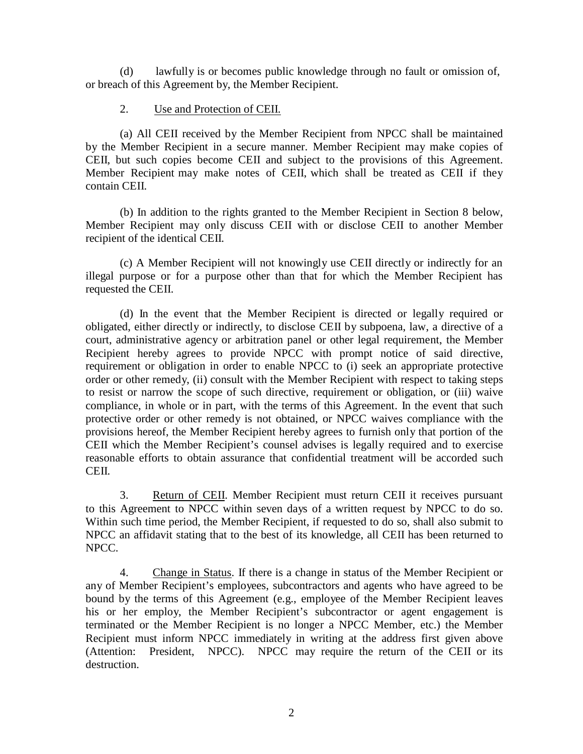(d) lawfully is or becomes public knowledge through no fault or omission of, or breach of this Agreement by, the Member Recipient.

2. Use and Protection of CEII.

(a) All CEII received by the Member Recipient from NPCC shall be maintained by the Member Recipient in a secure manner. Member Recipient may make copies of CEII, but such copies become CEII and subject to the provisions of this Agreement. Member Recipient may make notes of CEII, which shall be treated as CEII if they contain CEII.

(b) In addition to the rights granted to the Member Recipient in Section 8 below, Member Recipient may only discuss CEII with or disclose CEII to another Member recipient of the identical CEII.

(c) A Member Recipient will not knowingly use CEII directly or indirectly for an illegal purpose or for a purpose other than that for which the Member Recipient has requested the CEII.

(d) In the event that the Member Recipient is directed or legally required or obligated, either directly or indirectly, to disclose CEII by subpoena, law, a directive of a court, administrative agency or arbitration panel or other legal requirement, the Member Recipient hereby agrees to provide NPCC with prompt notice of said directive, requirement or obligation in order to enable NPCC to (i) seek an appropriate protective order or other remedy, (ii) consult with the Member Recipient with respect to taking steps to resist or narrow the scope of such directive, requirement or obligation, or (iii) waive compliance, in whole or in part, with the terms of this Agreement. In the event that such protective order or other remedy is not obtained, or NPCC waives compliance with the provisions hereof, the Member Recipient hereby agrees to furnish only that portion of the CEII which the Member Recipient's counsel advises is legally required and to exercise reasonable efforts to obtain assurance that confidential treatment will be accorded such CEII.

3. Return of CEII. Member Recipient must return CEII it receives pursuant to this Agreement to NPCC within seven days of a written request by NPCC to do so. Within such time period, the Member Recipient, if requested to do so, shall also submit to NPCC an affidavit stating that to the best of its knowledge, all CEII has been returned to NPCC.

4. Change in Status. If there is a change in status of the Member Recipient or any of Member Recipient's employees, subcontractors and agents who have agreed to be bound by the terms of this Agreement (e.g., employee of the Member Recipient leaves his or her employ, the Member Recipient's subcontractor or agent engagement is terminated or the Member Recipient is no longer a NPCC Member, etc.) the Member Recipient must inform NPCC immediately in writing at the address first given above (Attention: President, NPCC). NPCC may require the return of the CEII or its destruction.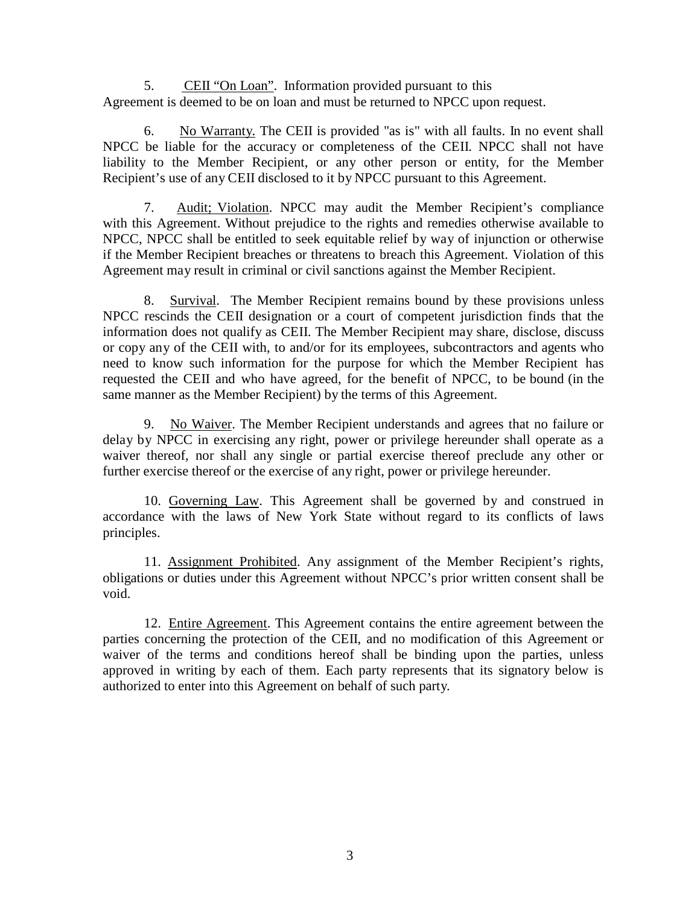5. CEII "On Loan". Information provided pursuant to this Agreement is deemed to be on loan and must be returned to NPCC upon request.

6. No Warranty. The CEII is provided "as is" with all faults. In no event shall NPCC be liable for the accuracy or completeness of the CEII. NPCC shall not have liability to the Member Recipient, or any other person or entity, for the Member Recipient's use of any CEII disclosed to it by NPCC pursuant to this Agreement.

7. Audit; Violation. NPCC may audit the Member Recipient's compliance with this Agreement. Without prejudice to the rights and remedies otherwise available to NPCC, NPCC shall be entitled to seek equitable relief by way of injunction or otherwise if the Member Recipient breaches or threatens to breach this Agreement. Violation of this Agreement may result in criminal or civil sanctions against the Member Recipient.

8. Survival. The Member Recipient remains bound by these provisions unless NPCC rescinds the CEII designation or a court of competent jurisdiction finds that the information does not qualify as CEII. The Member Recipient may share, disclose, discuss or copy any of the CEII with, to and/or for its employees, subcontractors and agents who need to know such information for the purpose for which the Member Recipient has requested the CEII and who have agreed, for the benefit of NPCC, to be bound (in the same manner as the Member Recipient) by the terms of this Agreement.

9. No Waiver. The Member Recipient understands and agrees that no failure or delay by NPCC in exercising any right, power or privilege hereunder shall operate as a waiver thereof, nor shall any single or partial exercise thereof preclude any other or further exercise thereof or the exercise of any right, power or privilege hereunder.

10. Governing Law. This Agreement shall be governed by and construed in accordance with the laws of New York State without regard to its conflicts of laws principles.

11. Assignment Prohibited. Any assignment of the Member Recipient's rights, obligations or duties under this Agreement without NPCC's prior written consent shall be void.

12. Entire Agreement. This Agreement contains the entire agreement between the parties concerning the protection of the CEII, and no modification of this Agreement or waiver of the terms and conditions hereof shall be binding upon the parties, unless approved in writing by each of them. Each party represents that its signatory below is authorized to enter into this Agreement on behalf of such party.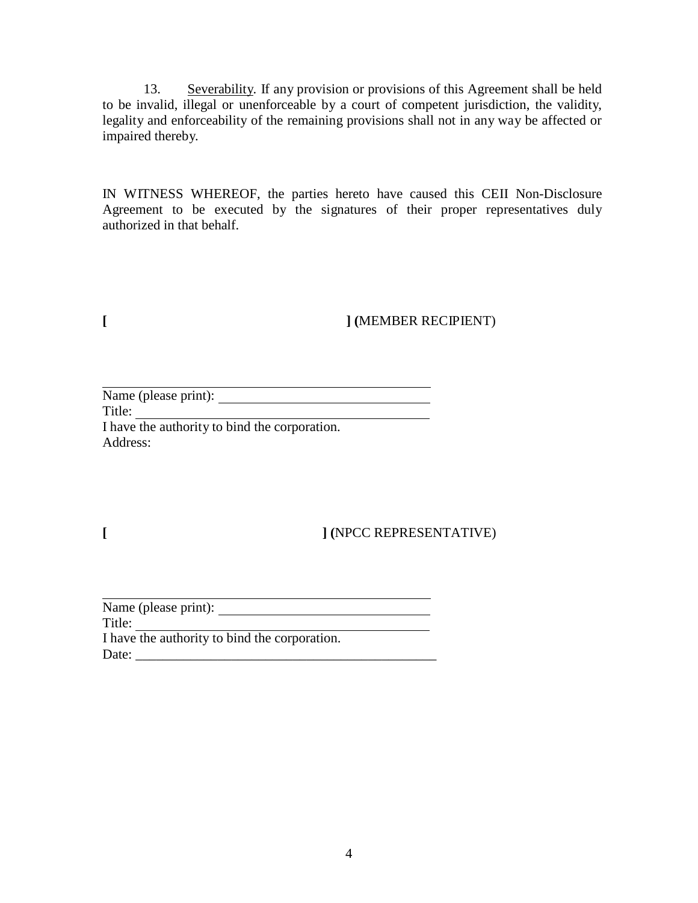13. Severability. If any provision or provisions of this Agreement shall be held to be invalid, illegal or unenforceable by a court of competent jurisdiction, the validity, legality and enforceability of the remaining provisions shall not in any way be affected or impaired thereby.

IN WITNESS WHEREOF, the parties hereto have caused this CEII Non-Disclosure Agreement to be executed by the signatures of their proper representatives duly authorized in that behalf.

**[ ] (**MEMBER RECIPIENT)

\_\_\_\_\_\_\_\_\_\_\_\_\_\_\_\_\_\_\_\_\_\_\_\_\_\_\_\_\_\_\_\_\_\_\_\_\_\_\_\_\_\_\_\_
Name (please print): \_\_\_\_\_\_\_\_\_\_\_\_\_\_\_\_\_\_\_\_\_\_\_\_\_\_\_\_
Title: \_\_\_\_\_\_\_\_\_\_\_\_\_\_\_\_\_\_\_\_\_\_\_\_\_\_\_\_\_\_\_\_\_\_\_\_\_\_\_\_
I have the authority to bind the corporation.
Address:

**[ ] (**NPCC REPRESENTATIVE)

\_\_\_\_\_\_\_\_\_\_\_\_\_\_\_\_\_\_\_\_\_\_\_\_\_\_\_\_\_\_\_\_\_\_\_\_\_\_\_\_\_\_\_\_
Name (please print): \_\_\_\_\_\_\_\_\_\_\_\_\_\_\_\_\_\_\_\_\_\_\_\_\_\_\_\_
Title: \_\_\_\_\_\_\_\_\_\_\_\_\_\_\_\_\_\_\_\_\_\_\_\_\_\_\_\_\_\_\_\_\_\_\_\_\_\_\_\_
I have the authority to bind the corporation.
Date: \_\_\_\_\_\_\_\_\_\_\_\_\_\_\_\_\_\_\_\_\_\_\_\_\_\_\_\_\_\_\_\_\_\_\_\_\_\_\_\_\_